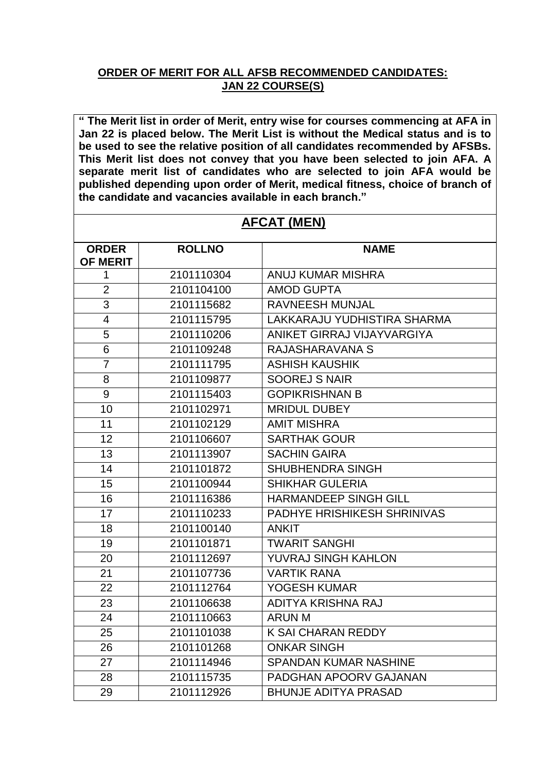## ORDER OF MERIT FOR ALL AFSB RECOMMENDED CANDIDATES: JAN 22 COURSE(S)

**" The Merit list in order of Merit, entry wise for courses commencing at AFA in Jan 22 is placed below. The Merit List is without the Medical status and is to be used to see the relative position of all candidates recommended by AFSBs. This Merit list does not convey that you have been selected to join AFA. A separate merit list of candidates who are selected to join AFA would be published depending upon order of Merit, medical fitness, choice of branch of the candidate and vacancies available in each branch."**

### AFCAT (MEN)

| ORDER OF MERIT | ROLLNO | NAME |
|---|---|---|
| 1 | 2101110304 | ANUJ KUMAR MISHRA |
| 2 | 2101104100 | AMOD GUPTA |
| 3 | 2101115682 | RAVNEESH MUNJAL |
| 4 | 2101115795 | LAKKARAJU YUDHISTIRA SHARMA |
| 5 | 2101110206 | ANIKET GIRRAJ VIJAYVARGIYA |
| 6 | 2101109248 | RAJASHARAVANA S |
| 7 | 2101111795 | ASHISH KAUSHIK |
| 8 | 2101109877 | SOOREJ S NAIR |
| 9 | 2101115403 | GOPIKRISHNAN B |
| 10 | 2101102971 | MRIDUL DUBEY |
| 11 | 2101102129 | AMIT MISHRA |
| 12 | 2101106607 | SARTHAK GOUR |
| 13 | 2101113907 | SACHIN GAIRA |
| 14 | 2101101872 | SHUBHENDRA SINGH |
| 15 | 2101100944 | SHIKHAR GULERIA |
| 16 | 2101116386 | HARMANDEEP SINGH GILL |
| 17 | 2101110233 | PADHYE HRISHIKESH SHRINIVAS |
| 18 | 2101100140 | ANKIT |
| 19 | 2101101871 | TWARIT SANGHI |
| 20 | 2101112697 | YUVRAJ SINGH KAHLON |
| 21 | 2101107736 | VARTIK RANA |
| 22 | 2101112764 | YOGESH KUMAR |
| 23 | 2101106638 | ADITYA KRISHNA RAJ |
| 24 | 2101110663 | ARUN M |
| 25 | 2101101038 | K SAI CHARAN REDDY |
| 26 | 2101101268 | ONKAR SINGH |
| 27 | 2101114946 | SPANDAN KUMAR NASHINE |
| 28 | 2101115735 | PADGHAN APOORV GAJANAN |
| 29 | 2101112926 | BHUNJE ADITYA PRASAD |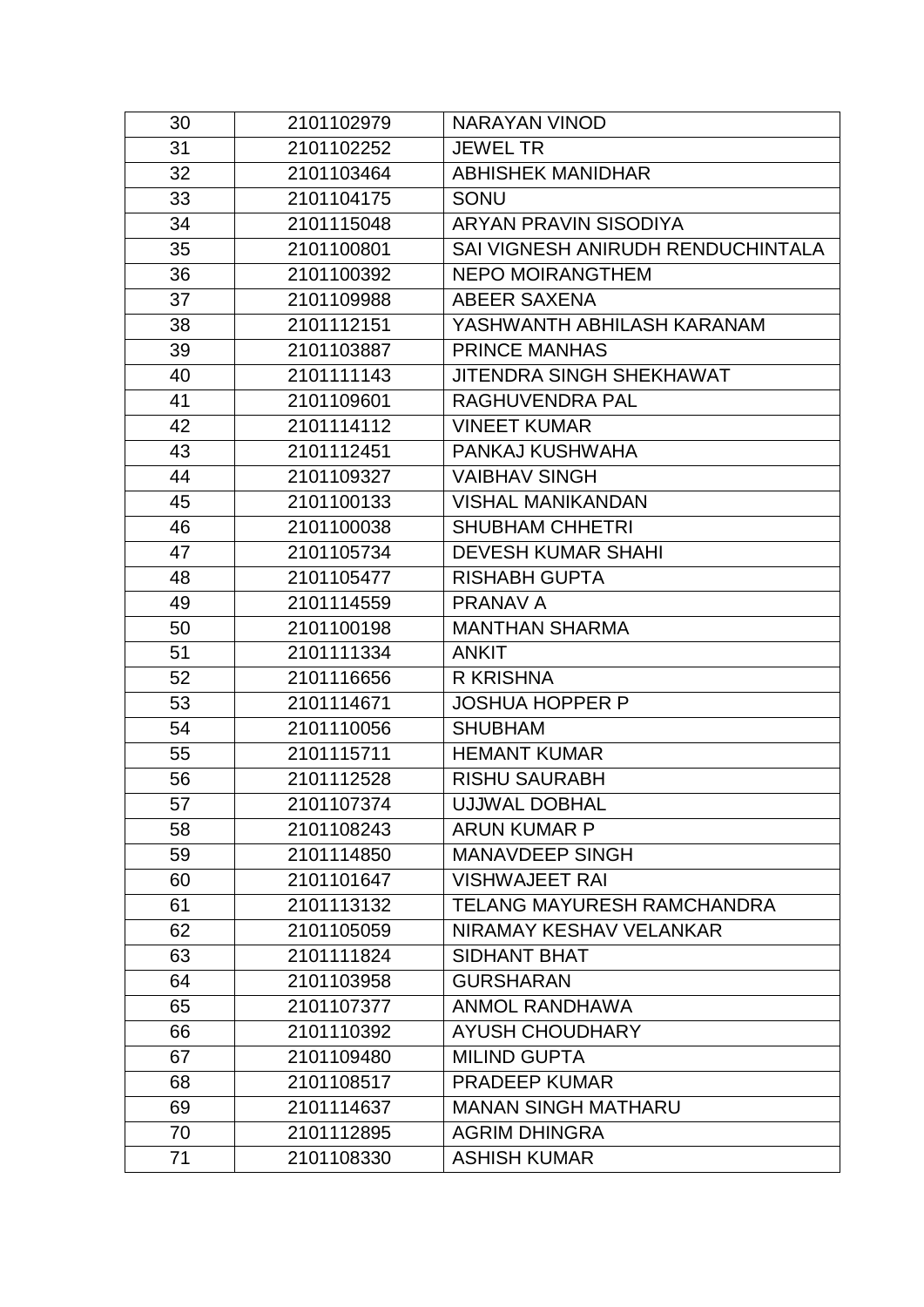| 30 | 2101102979 | NARAYAN VINOD |
|---|---|---|
| 31 | 2101102252 | JEWEL TR |
| 32 | 2101103464 | ABHISHEK MANIDHAR |
| 33 | 2101104175 | SONU |
| 34 | 2101115048 | ARYAN PRAVIN SISODIYA |
| 35 | 2101100801 | SAI VIGNESH ANIRUDH RENDUCHINTALA |
| 36 | 2101100392 | NEPO MOIRANGTHEM |
| 37 | 2101109988 | ABEER SAXENA |
| 38 | 2101112151 | YASHWANTH ABHILASH KARANAM |
| 39 | 2101103887 | PRINCE MANHAS |
| 40 | 2101111143 | JITENDRA SINGH SHEKHAWAT |
| 41 | 2101109601 | RAGHUVENDRA PAL |
| 42 | 2101114112 | VINEET KUMAR |
| 43 | 2101112451 | PANKAJ KUSHWAHA |
| 44 | 2101109327 | VAIBHAV SINGH |
| 45 | 2101100133 | VISHAL MANIKANDAN |
| 46 | 2101100038 | SHUBHAM CHHETRI |
| 47 | 2101105734 | DEVESH KUMAR SHAHI |
| 48 | 2101105477 | RISHABH GUPTA |
| 49 | 2101114559 | PRANAV A |
| 50 | 2101100198 | MANTHAN SHARMA |
| 51 | 2101111334 | ANKIT |
| 52 | 2101116656 | R KRISHNA |
| 53 | 2101114671 | JOSHUA HOPPER P |
| 54 | 2101110056 | SHUBHAM |
| 55 | 2101115711 | HEMANT KUMAR |
| 56 | 2101112528 | RISHU SAURABH |
| 57 | 2101107374 | UJJWAL DOBHAL |
| 58 | 2101108243 | ARUN KUMAR P |
| 59 | 2101114850 | MANAVDEEP SINGH |
| 60 | 2101101647 | VISHWAJEET RAI |
| 61 | 2101113132 | TELANG MAYURESH RAMCHANDRA |
| 62 | 2101105059 | NIRAMAY KESHAV VELANKAR |
| 63 | 2101111824 | SIDHANT BHAT |
| 64 | 2101103958 | GURSHARAN |
| 65 | 2101107377 | ANMOL RANDHAWA |
| 66 | 2101110392 | AYUSH CHOUDHARY |
| 67 | 2101109480 | MILIND GUPTA |
| 68 | 2101108517 | PRADEEP KUMAR |
| 69 | 2101114637 | MANAN SINGH MATHARU |
| 70 | 2101112895 | AGRIM DHINGRA |
| 71 | 2101108330 | ASHISH KUMAR |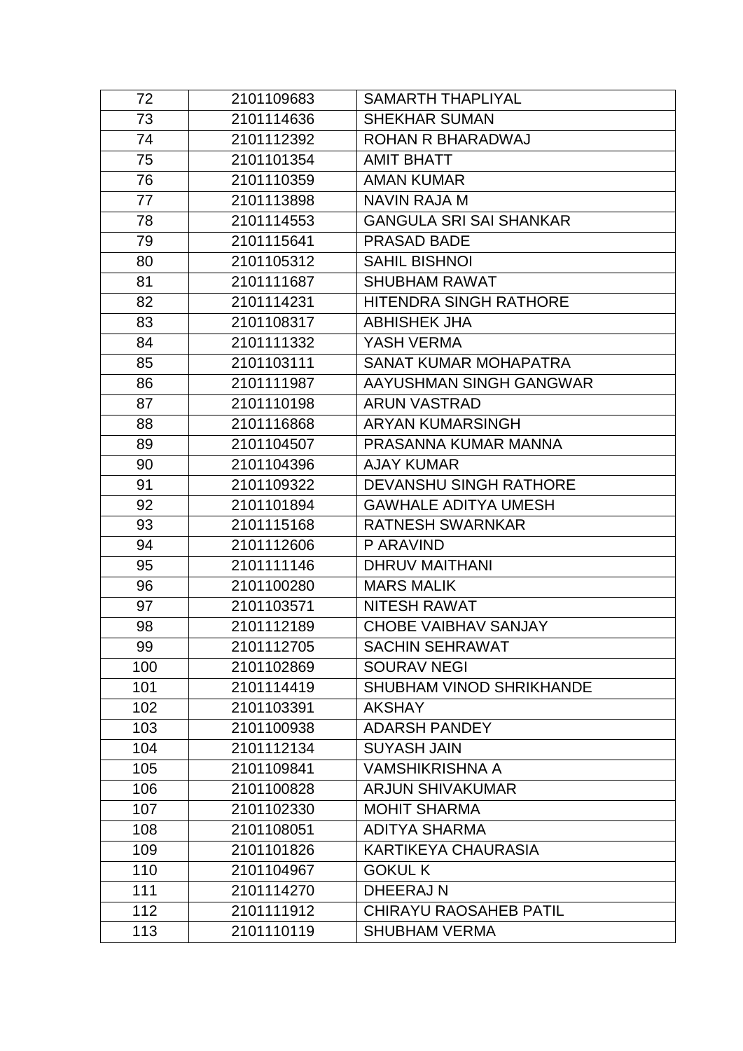| | | |
|---|---|---|
| 72 | 2101109683 | SAMARTH THAPLIYAL |
| 73 | 2101114636 | SHEKHAR SUMAN |
| 74 | 2101112392 | ROHAN R BHARADWAJ |
| 75 | 2101101354 | AMIT BHATT |
| 76 | 2101110359 | AMAN KUMAR |
| 77 | 2101113898 | NAVIN RAJA M |
| 78 | 2101114553 | GANGULA SRI SAI SHANKAR |
| 79 | 2101115641 | PRASAD BADE |
| 80 | 2101105312 | SAHIL BISHNOI |
| 81 | 2101111687 | SHUBHAM RAWAT |
| 82 | 2101114231 | HITENDRA SINGH RATHORE |
| 83 | 2101108317 | ABHISHEK JHA |
| 84 | 2101111332 | YASH VERMA |
| 85 | 2101103111 | SANAT KUMAR MOHAPATRA |
| 86 | 2101111987 | AAYUSHMAN SINGH GANGWAR |
| 87 | 2101110198 | ARUN VASTRAD |
| 88 | 2101116868 | ARYAN KUMARSINGH |
| 89 | 2101104507 | PRASANNA KUMAR MANNA |
| 90 | 2101104396 | AJAY KUMAR |
| 91 | 2101109322 | DEVANSHU SINGH RATHORE |
| 92 | 2101101894 | GAWHALE ADITYA UMESH |
| 93 | 2101115168 | RATNESH SWARNKAR |
| 94 | 2101112606 | P ARAVIND |
| 95 | 2101111146 | DHRUV MAITHANI |
| 96 | 2101100280 | MARS MALIK |
| 97 | 2101103571 | NITESH RAWAT |
| 98 | 2101112189 | CHOBE VAIBHAV SANJAY |
| 99 | 2101112705 | SACHIN SEHRAWAT |
| 100 | 2101102869 | SOURAV NEGI |
| 101 | 2101114419 | SHUBHAM VINOD SHRIKHANDE |
| 102 | 2101103391 | AKSHAY |
| 103 | 2101100938 | ADARSH PANDEY |
| 104 | 2101112134 | SUYASH JAIN |
| 105 | 2101109841 | VAMSHIKRISHNA A |
| 106 | 2101100828 | ARJUN SHIVAKUMAR |
| 107 | 2101102330 | MOHIT SHARMA |
| 108 | 2101108051 | ADITYA SHARMA |
| 109 | 2101101826 | KARTIKEYA CHAURASIA |
| 110 | 2101104967 | GOKUL K |
| 111 | 2101114270 | DHEERAJ N |
| 112 | 2101111912 | CHIRAYU RAOSAHEB PATIL |
| 113 | 2101110119 | SHUBHAM VERMA |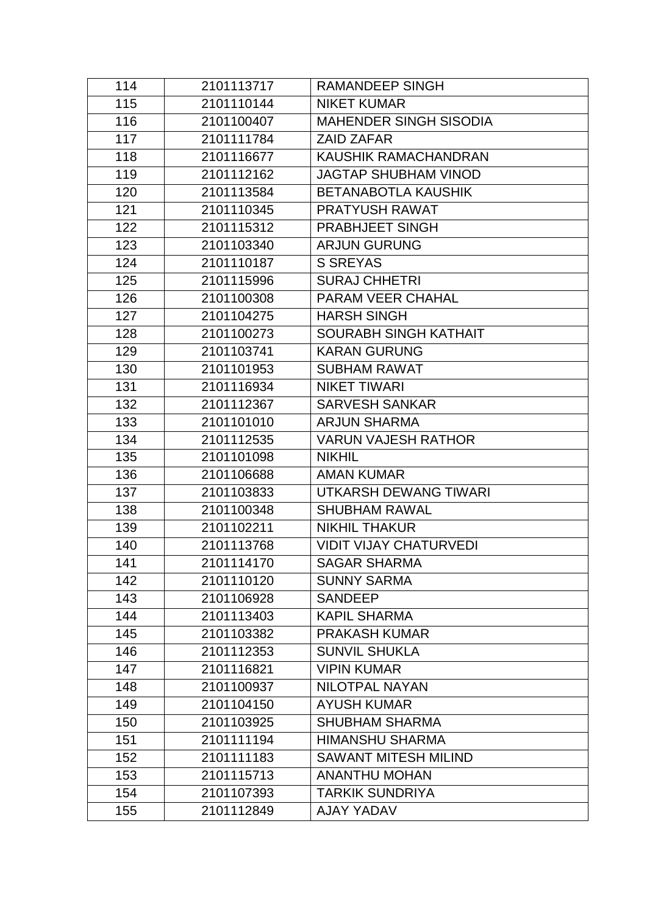| 114 | 2101113717 | RAMANDEEP SINGH |
|---|---|---|
| 115 | 2101110144 | NIKET KUMAR |
| 116 | 2101100407 | MAHENDER SINGH SISODIA |
| 117 | 2101111784 | ZAID ZAFAR |
| 118 | 2101116677 | KAUSHIK RAMACHANDRAN |
| 119 | 2101112162 | JAGTAP SHUBHAM VINOD |
| 120 | 2101113584 | BETANABOTLA KAUSHIK |
| 121 | 2101110345 | PRATYUSH RAWAT |
| 122 | 2101115312 | PRABHJEET SINGH |
| 123 | 2101103340 | ARJUN GURUNG |
| 124 | 2101110187 | S SREYAS |
| 125 | 2101115996 | SURAJ CHHETRI |
| 126 | 2101100308 | PARAM VEER CHAHAL |
| 127 | 2101104275 | HARSH SINGH |
| 128 | 2101100273 | SOURABH SINGH KATHAIT |
| 129 | 2101103741 | KARAN GURUNG |
| 130 | 2101101953 | SUBHAM RAWAT |
| 131 | 2101116934 | NIKET TIWARI |
| 132 | 2101112367 | SARVESH SANKAR |
| 133 | 2101101010 | ARJUN SHARMA |
| 134 | 2101112535 | VARUN VAJESH RATHOR |
| 135 | 2101101098 | NIKHIL |
| 136 | 2101106688 | AMAN KUMAR |
| 137 | 2101103833 | UTKARSH DEWANG TIWARI |
| 138 | 2101100348 | SHUBHAM RAWAL |
| 139 | 2101102211 | NIKHIL THAKUR |
| 140 | 2101113768 | VIDIT VIJAY CHATURVEDI |
| 141 | 2101114170 | SAGAR SHARMA |
| 142 | 2101110120 | SUNNY SARMA |
| 143 | 2101106928 | SANDEEP |
| 144 | 2101113403 | KAPIL SHARMA |
| 145 | 2101103382 | PRAKASH KUMAR |
| 146 | 2101112353 | SUNVIL SHUKLA |
| 147 | 2101116821 | VIPIN KUMAR |
| 148 | 2101100937 | NILOTPAL NAYAN |
| 149 | 2101104150 | AYUSH KUMAR |
| 150 | 2101103925 | SHUBHAM SHARMA |
| 151 | 2101111194 | HIMANSHU SHARMA |
| 152 | 2101111183 | SAWANT MITESH MILIND |
| 153 | 2101115713 | ANANTHU MOHAN |
| 154 | 2101107393 | TARKIK SUNDRIYA |
| 155 | 2101112849 | AJAY YADAV |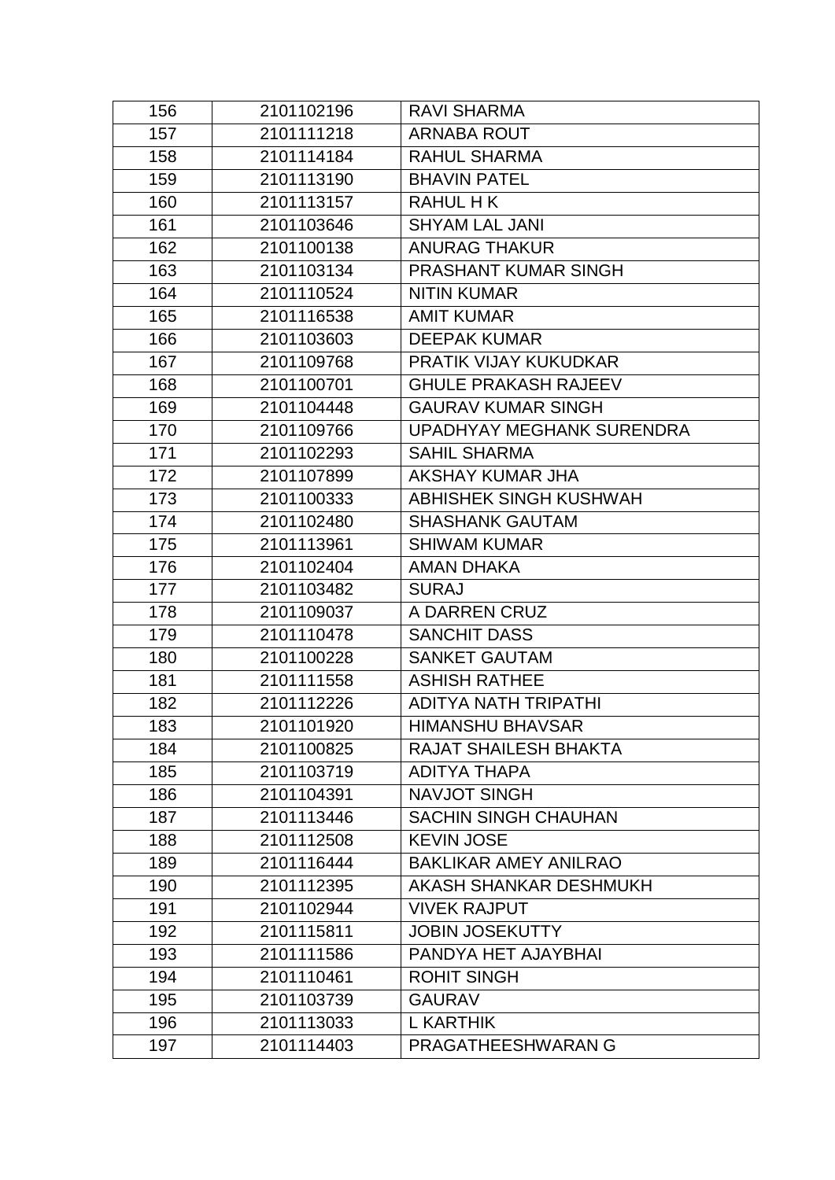| 156 | 2101102196 | RAVI SHARMA |
|---|---|---|
| 157 | 2101111218 | ARNABA ROUT |
| 158 | 2101114184 | RAHUL SHARMA |
| 159 | 2101113190 | BHAVIN PATEL |
| 160 | 2101113157 | RAHUL H K |
| 161 | 2101103646 | SHYAM LAL JANI |
| 162 | 2101100138 | ANURAG THAKUR |
| 163 | 2101103134 | PRASHANT KUMAR SINGH |
| 164 | 2101110524 | NITIN KUMAR |
| 165 | 2101116538 | AMIT KUMAR |
| 166 | 2101103603 | DEEPAK KUMAR |
| 167 | 2101109768 | PRATIK VIJAY KUKUDKAR |
| 168 | 2101100701 | GHULE PRAKASH RAJEEV |
| 169 | 2101104448 | GAURAV KUMAR SINGH |
| 170 | 2101109766 | UPADHYAY MEGHANK SURENDRA |
| 171 | 2101102293 | SAHIL SHARMA |
| 172 | 2101107899 | AKSHAY KUMAR JHA |
| 173 | 2101100333 | ABHISHEK SINGH KUSHWAH |
| 174 | 2101102480 | SHASHANK GAUTAM |
| 175 | 2101113961 | SHIWAM KUMAR |
| 176 | 2101102404 | AMAN DHAKA |
| 177 | 2101103482 | SURAJ |
| 178 | 2101109037 | A DARREN CRUZ |
| 179 | 2101110478 | SANCHIT DASS |
| 180 | 2101100228 | SANKET GAUTAM |
| 181 | 2101111558 | ASHISH RATHEE |
| 182 | 2101112226 | ADITYA NATH TRIPATHI |
| 183 | 2101101920 | HIMANSHU BHAVSAR |
| 184 | 2101100825 | RAJAT SHAILESH BHAKTA |
| 185 | 2101103719 | ADITYA THAPA |
| 186 | 2101104391 | NAVJOT SINGH |
| 187 | 2101113446 | SACHIN SINGH CHAUHAN |
| 188 | 2101112508 | KEVIN JOSE |
| 189 | 2101116444 | BAKLIKAR AMEY ANILRAO |
| 190 | 2101112395 | AKASH SHANKAR DESHMUKH |
| 191 | 2101102944 | VIVEK RAJPUT |
| 192 | 2101115811 | JOBIN JOSEKUTTY |
| 193 | 2101111586 | PANDYA HET AJAYBHAI |
| 194 | 2101110461 | ROHIT SINGH |
| 195 | 2101103739 | GAURAV |
| 196 | 2101113033 | L KARTHIK |
| 197 | 2101114403 | PRAGATHEESHWARAN G |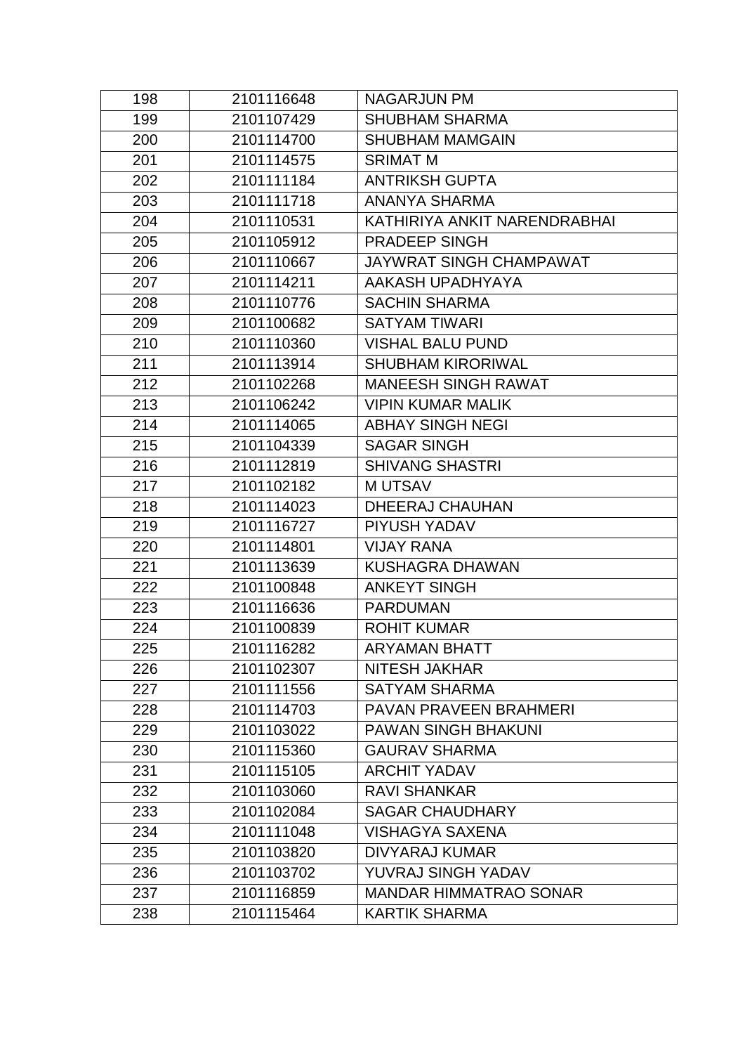| 198 | 2101116648 | NAGARJUN PM |
|---|---|---|
| 199 | 2101107429 | SHUBHAM SHARMA |
| 200 | 2101114700 | SHUBHAM MAMGAIN |
| 201 | 2101114575 | SRIMAT M |
| 202 | 2101111184 | ANTRIKSH GUPTA |
| 203 | 2101111718 | ANANYA SHARMA |
| 204 | 2101110531 | KATHIRIYA ANKIT NARENDRABHAI |
| 205 | 2101105912 | PRADEEP SINGH |
| 206 | 2101110667 | JAYWRAT SINGH CHAMPAWAT |
| 207 | 2101114211 | AAKASH UPADHYAYA |
| 208 | 2101110776 | SACHIN SHARMA |
| 209 | 2101100682 | SATYAM TIWARI |
| 210 | 2101110360 | VISHAL BALU PUND |
| 211 | 2101113914 | SHUBHAM KIRORIWAL |
| 212 | 2101102268 | MANEESH SINGH RAWAT |
| 213 | 2101106242 | VIPIN KUMAR MALIK |
| 214 | 2101114065 | ABHAY SINGH NEGI |
| 215 | 2101104339 | SAGAR SINGH |
| 216 | 2101112819 | SHIVANG SHASTRI |
| 217 | 2101102182 | M UTSAV |
| 218 | 2101114023 | DHEERAJ CHAUHAN |
| 219 | 2101116727 | PIYUSH YADAV |
| 220 | 2101114801 | VIJAY RANA |
| 221 | 2101113639 | KUSHAGRA DHAWAN |
| 222 | 2101100848 | ANKEYT SINGH |
| 223 | 2101116636 | PARDUMAN |
| 224 | 2101100839 | ROHIT KUMAR |
| 225 | 2101116282 | ARYAMAN BHATT |
| 226 | 2101102307 | NITESH JAKHAR |
| 227 | 2101111556 | SATYAM SHARMA |
| 228 | 2101114703 | PAVAN PRAVEEN BRAHMERI |
| 229 | 2101103022 | PAWAN SINGH BHAKUNI |
| 230 | 2101115360 | GAURAV SHARMA |
| 231 | 2101115105 | ARCHIT YADAV |
| 232 | 2101103060 | RAVI SHANKAR |
| 233 | 2101102084 | SAGAR CHAUDHARY |
| 234 | 2101111048 | VISHAGYA SAXENA |
| 235 | 2101103820 | DIVYARAJ KUMAR |
| 236 | 2101103702 | YUVRAJ SINGH YADAV |
| 237 | 2101116859 | MANDAR HIMMATRAO SONAR |
| 238 | 2101115464 | KARTIK SHARMA |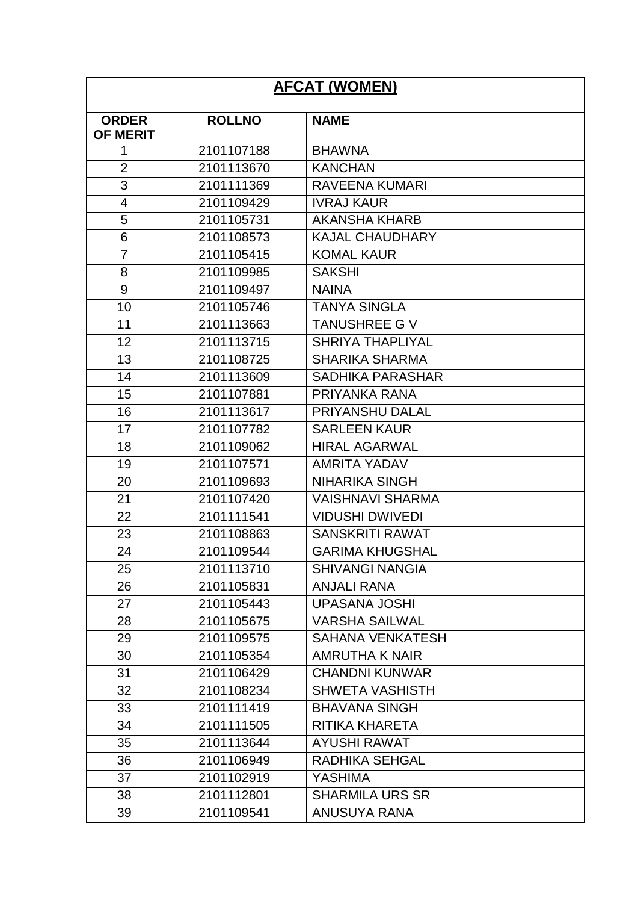| **AFCAT (WOMEN)** | | |
|---|---|---|
| **ORDER OF MERIT** | **ROLLNO** | **NAME** |
| 1 | 2101107188 | BHAWNA |
| 2 | 2101113670 | KANCHAN |
| 3 | 2101111369 | RAVEENA KUMARI |
| 4 | 2101109429 | IVRAJ KAUR |
| 5 | 2101105731 | AKANSHA KHARB |
| 6 | 2101108573 | KAJAL CHAUDHARY |
| 7 | 2101105415 | KOMAL KAUR |
| 8 | 2101109985 | SAKSHI |
| 9 | 2101109497 | NAINA |
| 10 | 2101105746 | TANYA SINGLA |
| 11 | 2101113663 | TANUSHREE G V |
| 12 | 2101113715 | SHRIYA THAPLIYAL |
| 13 | 2101108725 | SHARIKA SHARMA |
| 14 | 2101113609 | SADHIKA PARASHAR |
| 15 | 2101107881 | PRIYANKA RANA |
| 16 | 2101113617 | PRIYANSHU DALAL |
| 17 | 2101107782 | SARLEEN KAUR |
| 18 | 2101109062 | HIRAL AGARWAL |
| 19 | 2101107571 | AMRITA YADAV |
| 20 | 2101109693 | NIHARIKA SINGH |
| 21 | 2101107420 | VAISHNAVI SHARMA |
| 22 | 2101111541 | VIDUSHI DWIVEDI |
| 23 | 2101108863 | SANSKRITI RAWAT |
| 24 | 2101109544 | GARIMA KHUGSHAL |
| 25 | 2101113710 | SHIVANGI NANGIA |
| 26 | 2101105831 | ANJALI RANA |
| 27 | 2101105443 | UPASANA JOSHI |
| 28 | 2101105675 | VARSHA SAILWAL |
| 29 | 2101109575 | SAHANA VENKATESH |
| 30 | 2101105354 | AMRUTHA K NAIR |
| 31 | 2101106429 | CHANDNI KUNWAR |
| 32 | 2101108234 | SHWETA VASHISTH |
| 33 | 2101111419 | BHAVANA SINGH |
| 34 | 2101111505 | RITIKA KHARETA |
| 35 | 2101113644 | AYUSHI RAWAT |
| 36 | 2101106949 | RADHIKA SEHGAL |
| 37 | 2101102919 | YASHIMA |
| 38 | 2101112801 | SHARMILA URS SR |
| 39 | 2101109541 | ANUSUYA RANA |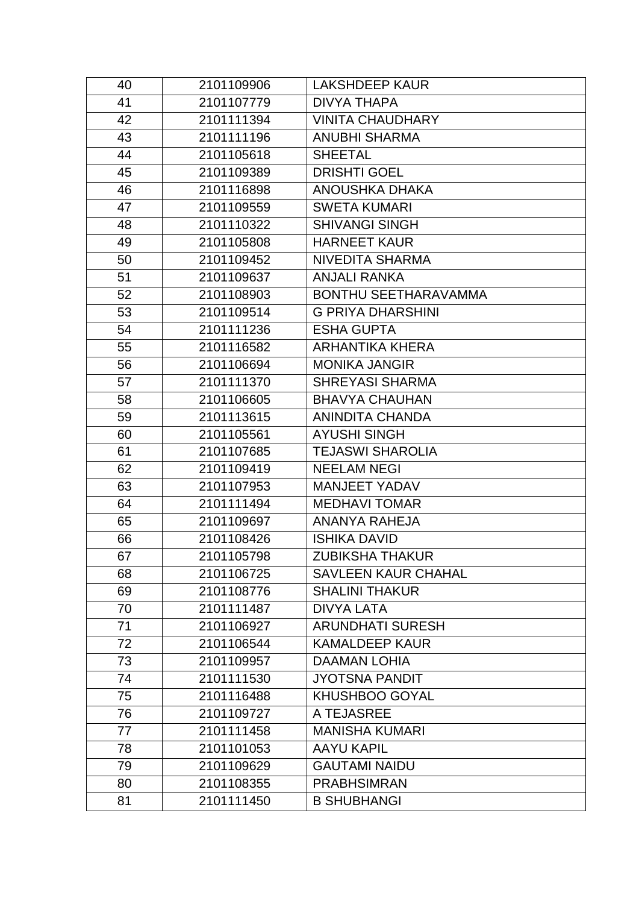| 40 | 2101109906 | LAKSHDEEP KAUR |
|---|---|---|
| 41 | 2101107779 | DIVYA THAPA |
| 42 | 2101111394 | VINITA CHAUDHARY |
| 43 | 2101111196 | ANUBHI SHARMA |
| 44 | 2101105618 | SHEETAL |
| 45 | 2101109389 | DRISHTI GOEL |
| 46 | 2101116898 | ANOUSHKA DHAKA |
| 47 | 2101109559 | SWETA KUMARI |
| 48 | 2101110322 | SHIVANGI SINGH |
| 49 | 2101105808 | HARNEET KAUR |
| 50 | 2101109452 | NIVEDITA SHARMA |
| 51 | 2101109637 | ANJALI RANKA |
| 52 | 2101108903 | BONTHU SEETHARAVAMMA |
| 53 | 2101109514 | G PRIYA DHARSHINI |
| 54 | 2101111236 | ESHA GUPTA |
| 55 | 2101116582 | ARHANTIKA KHERA |
| 56 | 2101106694 | MONIKA JANGIR |
| 57 | 2101111370 | SHREYASI SHARMA |
| 58 | 2101106605 | BHAVYA CHAUHAN |
| 59 | 2101113615 | ANINDITA CHANDA |
| 60 | 2101105561 | AYUSHI SINGH |
| 61 | 2101107685 | TEJASWI SHAROLIA |
| 62 | 2101109419 | NEELAM NEGI |
| 63 | 2101107953 | MANJEET YADAV |
| 64 | 2101111494 | MEDHAVI TOMAR |
| 65 | 2101109697 | ANANYA RAHEJA |
| 66 | 2101108426 | ISHIKA DAVID |
| 67 | 2101105798 | ZUBIKSHA THAKUR |
| 68 | 2101106725 | SAVLEEN KAUR CHAHAL |
| 69 | 2101108776 | SHALINI THAKUR |
| 70 | 2101111487 | DIVYA LATA |
| 71 | 2101106927 | ARUNDHATI SURESH |
| 72 | 2101106544 | KAMALDEEP KAUR |
| 73 | 2101109957 | DAAMAN LOHIA |
| 74 | 2101111530 | JYOTSNA PANDIT |
| 75 | 2101116488 | KHUSHBOO GOYAL |
| 76 | 2101109727 | A TEJASREE |
| 77 | 2101111458 | MANISHA KUMARI |
| 78 | 2101101053 | AAYU KAPIL |
| 79 | 2101109629 | GAUTAMI NAIDU |
| 80 | 2101108355 | PRABHSIMRAN |
| 81 | 2101111450 | B SHUBHANGI |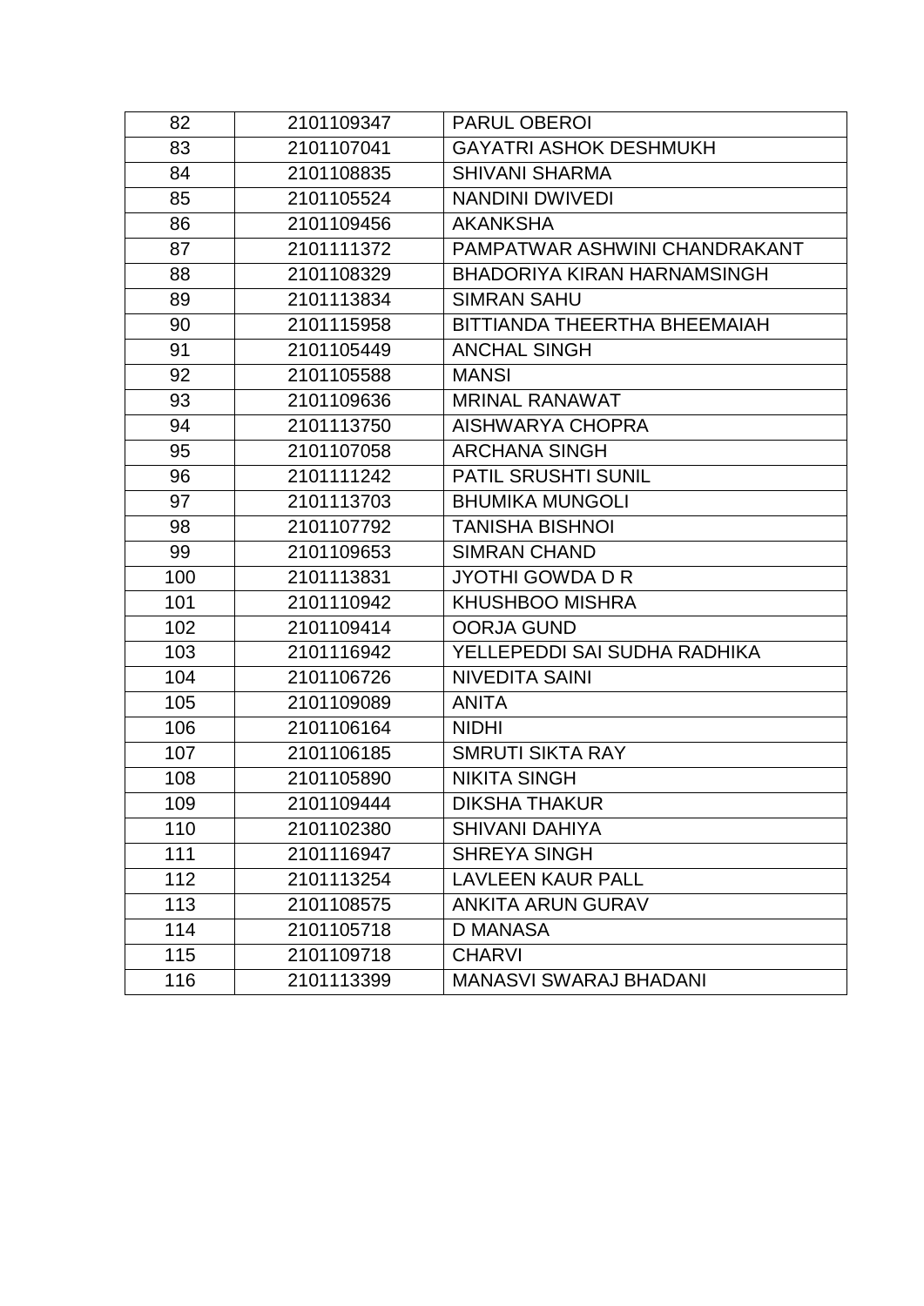| 82 | 2101109347 | PARUL OBEROI |
|---|---|---|
| 83 | 2101107041 | GAYATRI ASHOK DESHMUKH |
| 84 | 2101108835 | SHIVANI SHARMA |
| 85 | 2101105524 | NANDINI DWIVEDI |
| 86 | 2101109456 | AKANKSHA |
| 87 | 2101111372 | PAMPATWAR ASHWINI CHANDRAKANT |
| 88 | 2101108329 | BHADORIYA KIRAN HARNAMSINGH |
| 89 | 2101113834 | SIMRAN SAHU |
| 90 | 2101115958 | BITTIANDA THEERTHA BHEEMAIAH |
| 91 | 2101105449 | ANCHAL SINGH |
| 92 | 2101105588 | MANSI |
| 93 | 2101109636 | MRINAL RANAWAT |
| 94 | 2101113750 | AISHWARYA CHOPRA |
| 95 | 2101107058 | ARCHANA SINGH |
| 96 | 2101111242 | PATIL SRUSHTI SUNIL |
| 97 | 2101113703 | BHUMIKA MUNGOLI |
| 98 | 2101107792 | TANISHA BISHNOI |
| 99 | 2101109653 | SIMRAN CHAND |
| 100 | 2101113831 | JYOTHI GOWDA D R |
| 101 | 2101110942 | KHUSHBOO MISHRA |
| 102 | 2101109414 | OORJA GUND |
| 103 | 2101116942 | YELLEPEDDI SAI SUDHA RADHIKA |
| 104 | 2101106726 | NIVEDITA SAINI |
| 105 | 2101109089 | ANITA |
| 106 | 2101106164 | NIDHI |
| 107 | 2101106185 | SMRUTI SIKTA RAY |
| 108 | 2101105890 | NIKITA SINGH |
| 109 | 2101109444 | DIKSHA THAKUR |
| 110 | 2101102380 | SHIVANI DAHIYA |
| 111 | 2101116947 | SHREYA SINGH |
| 112 | 2101113254 | LAVLEEN KAUR PALL |
| 113 | 2101108575 | ANKITA ARUN GURAV |
| 114 | 2101105718 | D MANASA |
| 115 | 2101109718 | CHARVI |
| 116 | 2101113399 | MANASVI SWARAJ BHADANI |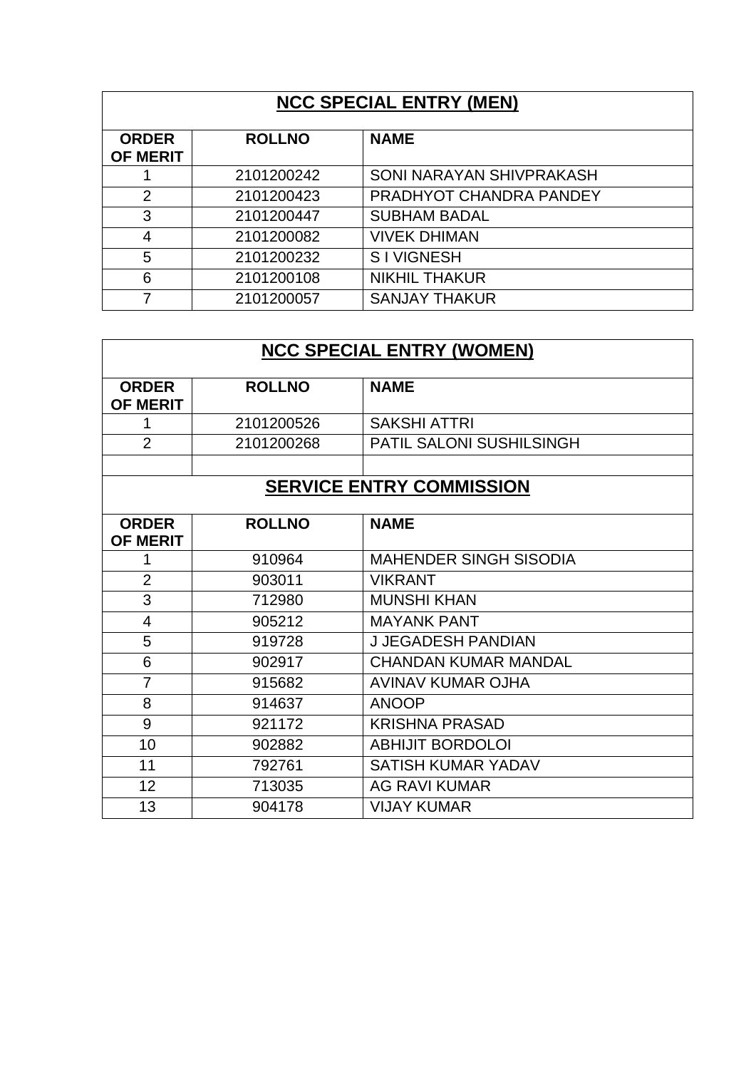## NCC SPECIAL ENTRY (MEN)

| ORDER OF MERIT | ROLLNO | NAME |
|---|---|---|
| 1 | 2101200242 | SONI NARAYAN SHIVPRAKASH |
| 2 | 2101200423 | PRADHYOT CHANDRA PANDEY |
| 3 | 2101200447 | SUBHAM BADAL |
| 4 | 2101200082 | VIVEK DHIMAN |
| 5 | 2101200232 | S I VIGNESH |
| 6 | 2101200108 | NIKHIL THAKUR |
| 7 | 2101200057 | SANJAY THAKUR |

## NCC SPECIAL ENTRY (WOMEN)

| ORDER OF MERIT | ROLLNO | NAME |
|---|---|---|
| 1 | 2101200526 | SAKSHI ATTRI |
| 2 | 2101200268 | PATIL SALONI SUSHILSINGH |

## SERVICE ENTRY COMMISSION

| ORDER OF MERIT | ROLLNO | NAME |
|---|---|---|
| 1 | 910964 | MAHENDER SINGH SISODIA |
| 2 | 903011 | VIKRANT |
| 3 | 712980 | MUNSHI KHAN |
| 4 | 905212 | MAYANK PANT |
| 5 | 919728 | J JEGADESH PANDIAN |
| 6 | 902917 | CHANDAN KUMAR MANDAL |
| 7 | 915682 | AVINAV KUMAR OJHA |
| 8 | 914637 | ANOOP |
| 9 | 921172 | KRISHNA PRASAD |
| 10 | 902882 | ABHIJIT BORDOLOI |
| 11 | 792761 | SATISH KUMAR YADAV |
| 12 | 713035 | AG RAVI KUMAR |
| 13 | 904178 | VIJAY KUMAR |